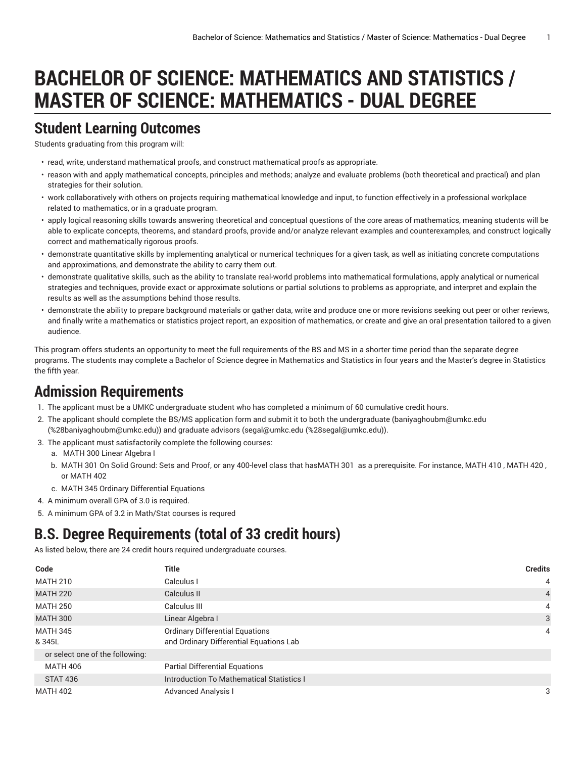# BACHELOR OF SCIENCE: MATHEMATICS AND STATISTICS / MASTER OF SCIENCE: MATHEMATICS - DUAL DEGREE

## Student Learning Outcomes

Students graduating from this program will:

- read, write, understand mathematical proofs, and construct mathematical proofs as appropriate.
- reason with and apply mathematical concepts, principles and methods; analyze and evaluate problems (both theoretical and practical) and plan strategies for their solution.
- work collaboratively with others on projects requiring mathematical knowledge and input, to function effectively in a professional workplace related to mathematics, or in a graduate program.
- apply logical reasoning skills towards answering theoretical and conceptual questions of the core areas of mathematics, meaning students will be able to explicate concepts, theorems, and standard proofs, provide and/or analyze relevant examples and counterexamples, and construct logically correct and mathematically rigorous proofs.
- demonstrate quantitative skills by implementing analytical or numerical techniques for a given task, as well as initiating concrete computations and approximations, and demonstrate the ability to carry them out.
- demonstrate qualitative skills, such as the ability to translate real-world problems into mathematical formulations, apply analytical or numerical strategies and techniques, provide exact or approximate solutions or partial solutions to problems as appropriate, and interpret and explain the results as well as the assumptions behind those results.
- demonstrate the ability to prepare background materials or gather data, write and produce one or more revisions seeking out peer or other reviews, and finally write a mathematics or statistics project report, an exposition of mathematics, or create and give an oral presentation tailored to a given audience.

This program offers students an opportunity to meet the full requirements of the BS and MS in a shorter time period than the separate degree programs. The students may complete a Bachelor of Science degree in Mathematics and Statistics in four years and the Master's degree in Statistics the fifth year.

## Admission Requirements

1. The applicant must be a UMKC undergraduate student who has completed a minimum of 60 cumulative credit hours.
2. The applicant should complete the BS/MS application form and submit it to both the undergraduate (baniyaghoubm@umkc.edu (%28baniyaghoubm@umkc.edu)) and graduate advisors (segal@umkc.edu (%28segal@umkc.edu)).
3. The applicant must satisfactorily complete the following courses:
   a. MATH 300 Linear Algebra I
   b. MATH 301 On Solid Ground: Sets and Proof, or any 400-level class that hasMATH 301 as a prerequisite. For instance, MATH 410 , MATH 420 , or MATH 402
   c. MATH 345 Ordinary Differential Equations
4. A minimum overall GPA of 3.0 is required.
5. A minimum GPA of 3.2 in Math/Stat courses is requred

## B.S. Degree Requirements (total of 33 credit hours)

As listed below, there are 24 credit hours required undergraduate courses.

| Code | Title | Credits |
|---|---|---|
| MATH 210 | Calculus I | 4 |
| MATH 220 | Calculus II | 4 |
| MATH 250 | Calculus III | 4 |
| MATH 300 | Linear Algebra I | 3 |
| MATH 345 & 345L | Ordinary Differential Equations and Ordinary Differential Equations Lab | 4 |
| or select one of the following: | | |
| MATH 406 | Partial Differential Equations | |
| STAT 436 | Introduction To Mathematical Statistics I | |
| MATH 402 | Advanced Analysis I | 3 |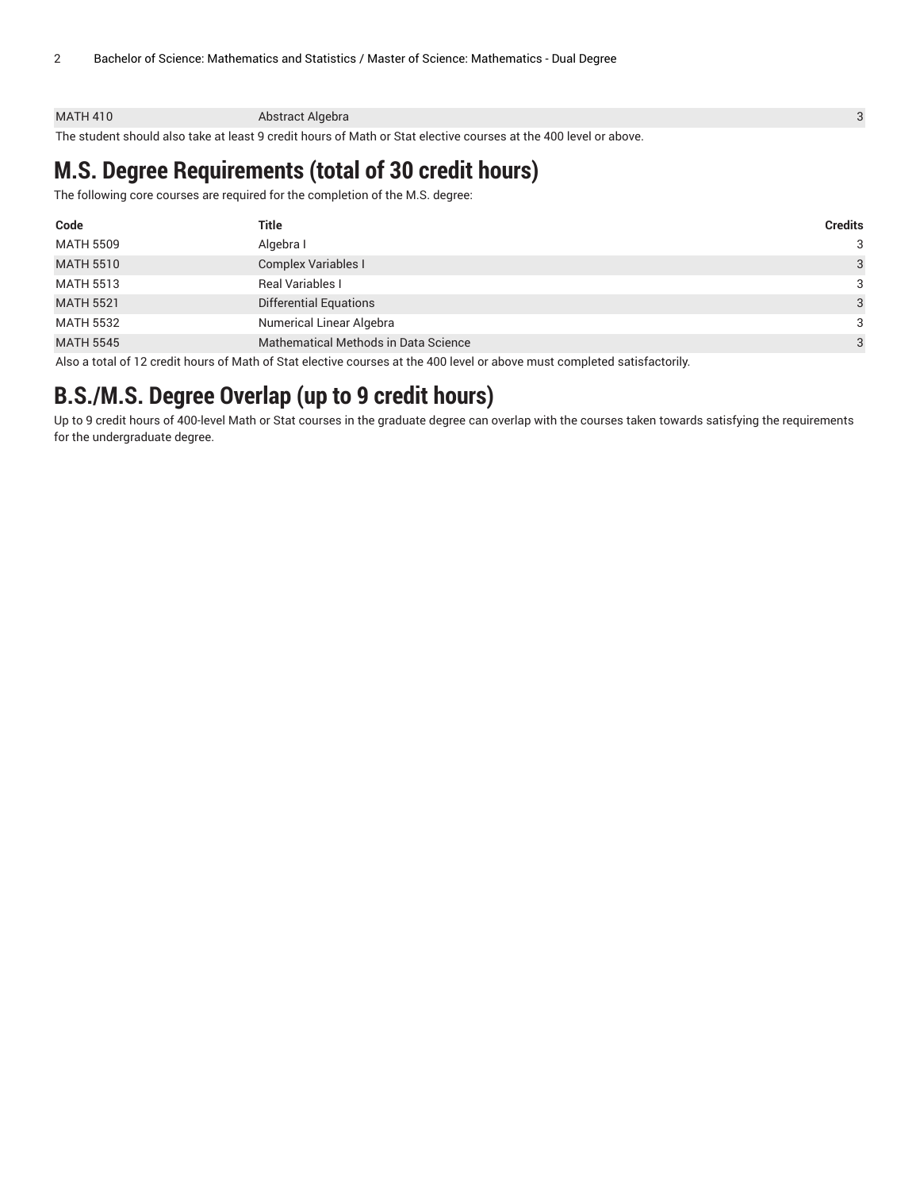| | | |
|---|---|---|
| MATH 410 | Abstract Algebra | 3 |

The student should also take at least 9 credit hours of Math or Stat elective courses at the 400 level or above.

## M.S. Degree Requirements (total of 30 credit hours)

The following core courses are required for the completion of the M.S. degree:

| Code | Title | Credits |
|---|---|---|
| MATH 5509 | Algebra I | 3 |
| MATH 5510 | Complex Variables I | 3 |
| MATH 5513 | Real Variables I | 3 |
| MATH 5521 | Differential Equations | 3 |
| MATH 5532 | Numerical Linear Algebra | 3 |
| MATH 5545 | Mathematical Methods in Data Science | 3 |

Also a total of 12 credit hours of Math of Stat elective courses at the 400 level or above must completed satisfactorily.

## B.S./M.S. Degree Overlap (up to 9 credit hours)

Up to 9 credit hours of 400-level Math or Stat courses in the graduate degree can overlap with the courses taken towards satisfying the requirements for the undergraduate degree.